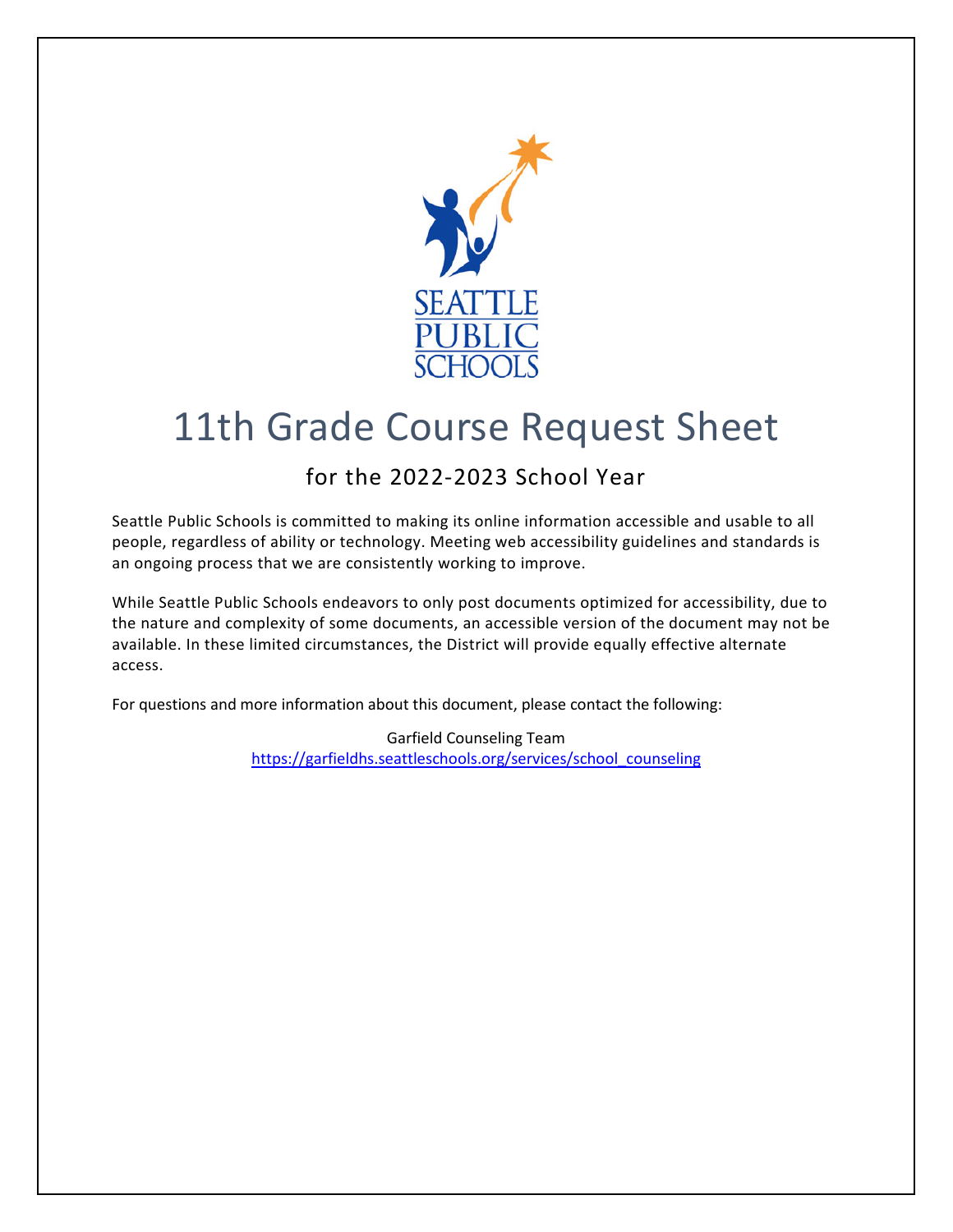# 11th Grade Course Request Sheet

## for the 2022-2023 School Year

Seattle Public Schools is committed to making its online information accessible and usable to all people, regardless of ability or technology. Meeting web accessibility guidelines and standards is an ongoing process that we are consistently working to improve.

While Seattle Public Schools endeavors to only post documents optimized for accessibility, due to the nature and complexity of some documents, an accessible version of the document may not be available. In these limited circumstances, the District will provide equally effective alternate access.

For questions and more information about this document, please contact the following:

Garfield Counseling Team
https://garfieldhs.seattleschools.org/services/school_counseling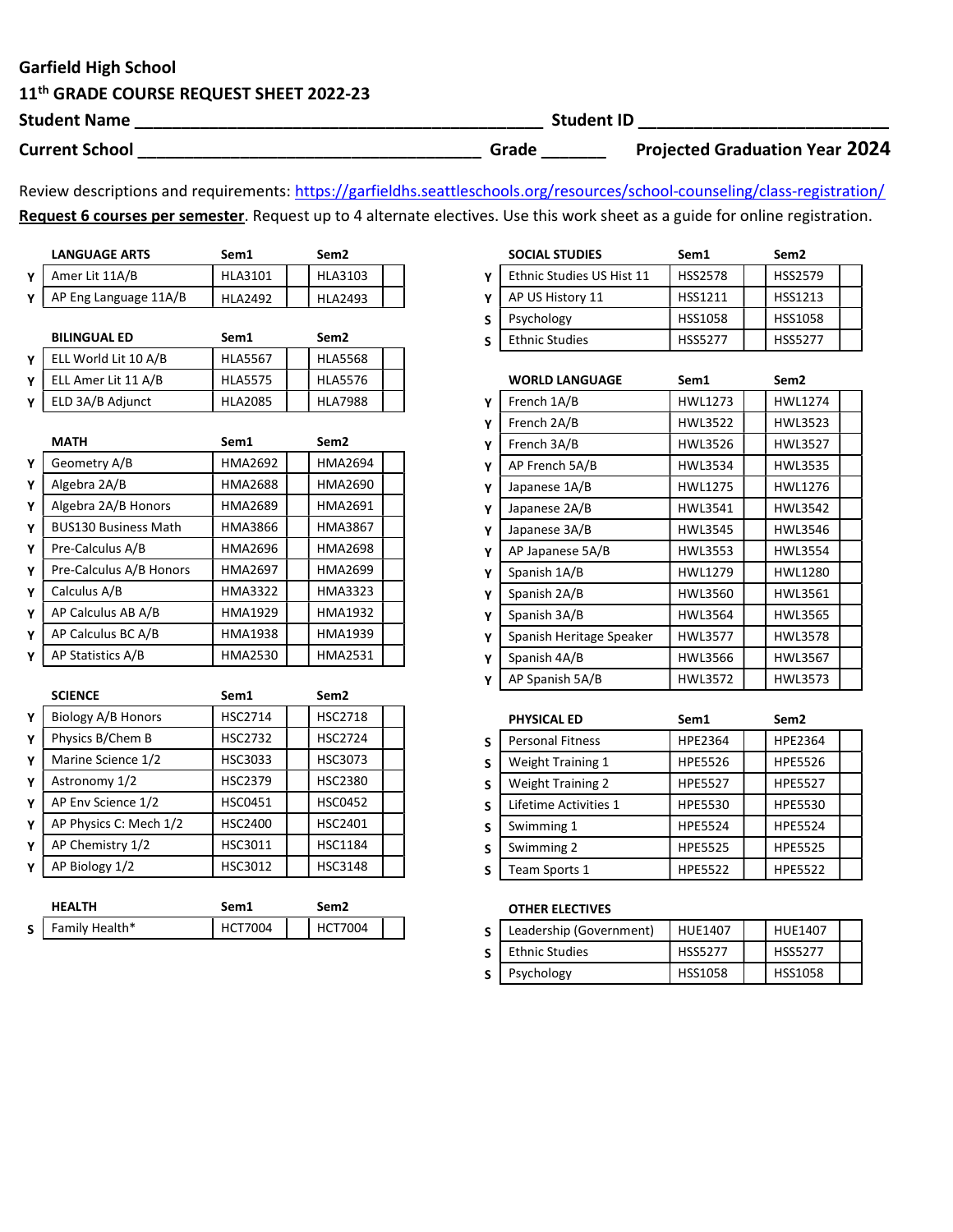**Garfield High School**

**11th GRADE COURSE REQUEST SHEET 2022-23**

**Student Name** ___________________________________________ **Student ID** _________________________

**Current School** ___________________________________ **Grade** _______ **Projected Graduation Year 2024**

Review descriptions and requirements: https://garfieldhs.seattleschools.org/resources/school-counseling/class-registration/

**Request 6 courses per semester**. Request up to 4 alternate electives. Use this work sheet as a guide for online registration.

| | LANGUAGE ARTS | Sem1 | | Sem2 | |
|---|---|---|---|---|---|
| Y | Amer Lit 11A/B | HLA3101 | | HLA3103 | |
| Y | AP Eng Language 11A/B | HLA2492 | | HLA2493 | |

| | BILINGUAL ED | Sem1 | | Sem2 | |
|---|---|---|---|---|---|
| Y | ELL World Lit 10 A/B | HLA5567 | | HLA5568 | |
| Y | ELL Amer Lit 11 A/B | HLA5575 | | HLA5576 | |
| Y | ELD 3A/B Adjunct | HLA2085 | | HLA7988 | |

| | MATH | Sem1 | | Sem2 | |
|---|---|---|---|---|---|
| Y | Geometry A/B | HMA2692 | | HMA2694 | |
| Y | Algebra 2A/B | HMA2688 | | HMA2690 | |
| Y | Algebra 2A/B Honors | HMA2689 | | HMA2691 | |
| Y | BUS130 Business Math | HMA3866 | | HMA3867 | |
| Y | Pre-Calculus A/B | HMA2696 | | HMA2698 | |
| Y | Pre-Calculus A/B Honors | HMA2697 | | HMA2699 | |
| Y | Calculus A/B | HMA3322 | | HMA3323 | |
| Y | AP Calculus AB A/B | HMA1929 | | HMA1932 | |
| Y | AP Calculus BC A/B | HMA1938 | | HMA1939 | |
| Y | AP Statistics A/B | HMA2530 | | HMA2531 | |

| | SCIENCE | Sem1 | | Sem2 | |
|---|---|---|---|---|---|
| Y | Biology A/B Honors | HSC2714 | | HSC2718 | |
| Y | Physics B/Chem B | HSC2732 | | HSC2724 | |
| Y | Marine Science 1/2 | HSC3033 | | HSC3073 | |
| Y | Astronomy 1/2 | HSC2379 | | HSC2380 | |
| Y | AP Env Science 1/2 | HSC0451 | | HSC0452 | |
| Y | AP Physics C: Mech 1/2 | HSC2400 | | HSC2401 | |
| Y | AP Chemistry 1/2 | HSC3011 | | HSC1184 | |
| Y | AP Biology 1/2 | HSC3012 | | HSC3148 | |

| | HEALTH | Sem1 | | Sem2 | |
|---|---|---|---|---|---|
| S | Family Health* | HCT7004 | | HCT7004 | |

| | SOCIAL STUDIES | Sem1 | | Sem2 | |
|---|---|---|---|---|---|
| Y | Ethnic Studies US Hist 11 | HSS2578 | | HSS2579 | |
| Y | AP US History 11 | HSS1211 | | HSS1213 | |
| S | Psychology | HSS1058 | | HSS1058 | |
| S | Ethnic Studies | HSS5277 | | HSS5277 | |

| | WORLD LANGUAGE | Sem1 | | Sem2 | |
|---|---|---|---|---|---|
| Y | French 1A/B | HWL1273 | | HWL1274 | |
| Y | French 2A/B | HWL3522 | | HWL3523 | |
| Y | French 3A/B | HWL3526 | | HWL3527 | |
| Y | AP French 5A/B | HWL3534 | | HWL3535 | |
| Y | Japanese 1A/B | HWL1275 | | HWL1276 | |
| Y | Japanese 2A/B | HWL3541 | | HWL3542 | |
| Y | Japanese 3A/B | HWL3545 | | HWL3546 | |
| Y | AP Japanese 5A/B | HWL3553 | | HWL3554 | |
| Y | Spanish 1A/B | HWL1279 | | HWL1280 | |
| Y | Spanish 2A/B | HWL3560 | | HWL3561 | |
| Y | Spanish 3A/B | HWL3564 | | HWL3565 | |
| Y | Spanish Heritage Speaker | HWL3577 | | HWL3578 | |
| Y | Spanish 4A/B | HWL3566 | | HWL3567 | |
| Y | AP Spanish 5A/B | HWL3572 | | HWL3573 | |

| | PHYSICAL ED | Sem1 | | Sem2 | |
|---|---|---|---|---|---|
| S | Personal Fitness | HPE2364 | | HPE2364 | |
| S | Weight Training 1 | HPE5526 | | HPE5526 | |
| S | Weight Training 2 | HPE5527 | | HPE5527 | |
| S | Lifetime Activities 1 | HPE5530 | | HPE5530 | |
| S | Swimming 1 | HPE5524 | | HPE5524 | |
| S | Swimming 2 | HPE5525 | | HPE5525 | |
| S | Team Sports 1 | HPE5522 | | HPE5522 | |

| | OTHER ELECTIVES | | | | |
|---|---|---|---|---|---|
| S | Leadership (Government) | HUE1407 | | HUE1407 | |
| S | Ethnic Studies | HSS5277 | | HSS5277 | |
| S | Psychology | HSS1058 | | HSS1058 | |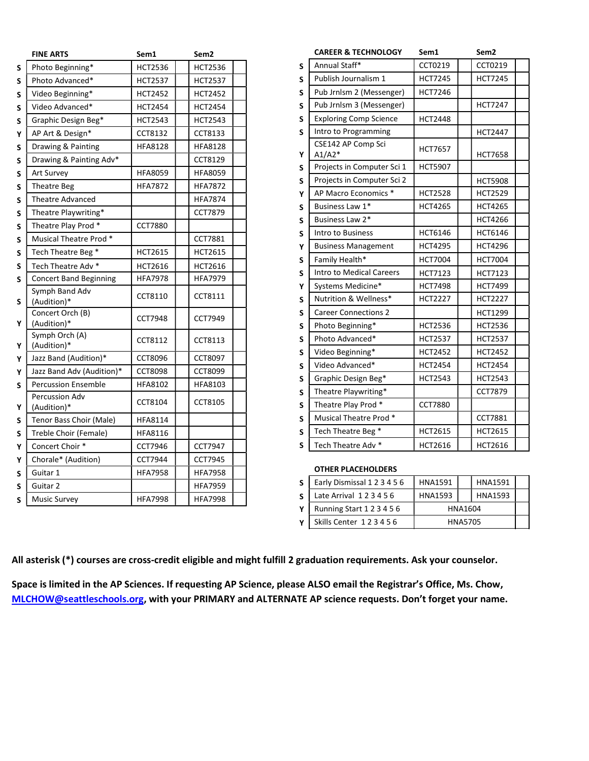| | FINE ARTS | Sem1 | | Sem2 | |
|---|---|---|---|---|---|
| S | Photo Beginning* | HCT2536 | | HCT2536 | |
| S | Photo Advanced* | HCT2537 | | HCT2537 | |
| S | Video Beginning* | HCT2452 | | HCT2452 | |
| S | Video Advanced* | HCT2454 | | HCT2454 | |
| S | Graphic Design Beg* | HCT2543 | | HCT2543 | |
| Y | AP Art & Design* | CCT8132 | | CCT8133 | |
| S | Drawing & Painting | HFA8128 | | HFA8128 | |
| S | Drawing & Painting Adv* | | | CCT8129 | |
| S | Art Survey | HFA8059 | | HFA8059 | |
| S | Theatre Beg | HFA7872 | | HFA7872 | |
| S | Theatre Advanced | | | HFA7874 | |
| S | Theatre Playwriting* | | | CCT7879 | |
| S | Theatre Play Prod * | CCT7880 | | | |
| S | Musical Theatre Prod * | | | CCT7881 | |
| S | Tech Theatre Beg * | HCT2615 | | HCT2615 | |
| S | Tech Theatre Adv * | HCT2616 | | HCT2616 | |
| S | Concert Band Beginning | HFA7978 | | HFA7979 | |
| S | Symph Band Adv (Audition)* | CCT8110 | | CCT8111 | |
| Y | Concert Orch (B) (Audition)* | CCT7948 | | CCT7949 | |
| Y | Symph Orch (A) (Audition)* | CCT8112 | | CCT8113 | |
| Y | Jazz Band (Audition)* | CCT8096 | | CCT8097 | |
| Y | Jazz Band Adv (Audition)* | CCT8098 | | CCT8099 | |
| S | Percussion Ensemble | HFA8102 | | HFA8103 | |
| Y | Percussion Adv (Audition)* | CCT8104 | | CCT8105 | |
| S | Tenor Bass Choir (Male) | HFA8114 | | | |
| S | Treble Choir (Female) | HFA8116 | | | |
| Y | Concert Choir * | CCT7946 | | CCT7947 | |
| Y | Chorale* (Audition) | CCT7944 | | CCT7945 | |
| S | Guitar 1 | HFA7958 | | HFA7958 | |
| S | Guitar 2 | | | HFA7959 | |
| S | Music Survey | HFA7998 | | HFA7998 | |

| | CAREER & TECHNOLOGY | Sem1 | | Sem2 | |
|---|---|---|---|---|---|
| S | Annual Staff* | CCT0219 | | CCT0219 | |
| S | Publish Journalism 1 | HCT7245 | | HCT7245 | |
| S | Pub Jrnlsm 2 (Messenger) | HCT7246 | | | |
| S | Pub Jrnlsm 3 (Messenger) | | | HCT7247 | |
| S | Exploring Comp Science | HCT2448 | | | |
| S | Intro to Programming | | | HCT2447 | |
| Y | CSE142 AP Comp Sci A1/A2* | HCT7657 | | HCT7658 | |
| S | Projects in Computer Sci 1 | HCT5907 | | | |
| S | Projects in Computer Sci 2 | | | HCT5908 | |
| Y | AP Macro Economics * | HCT2528 | | HCT2529 | |
| S | Business Law 1* | HCT4265 | | HCT4265 | |
| S | Business Law 2* | | | HCT4266 | |
| S | Intro to Business | HCT6146 | | HCT6146 | |
| Y | Business Management | HCT4295 | | HCT4296 | |
| S | Family Health* | HCT7004 | | HCT7004 | |
| S | Intro to Medical Careers | HCT7123 | | HCT7123 | |
| Y | Systems Medicine* | HCT7498 | | HCT7499 | |
| S | Nutrition & Wellness* | HCT2227 | | HCT2227 | |
| S | Career Connections 2 | | | HCT1299 | |
| S | Photo Beginning* | HCT2536 | | HCT2536 | |
| S | Photo Advanced* | HCT2537 | | HCT2537 | |
| S | Video Beginning* | HCT2452 | | HCT2452 | |
| S | Video Advanced* | HCT2454 | | HCT2454 | |
| S | Graphic Design Beg* | HCT2543 | | HCT2543 | |
| S | Theatre Playwriting* | | | CCT7879 | |
| S | Theatre Play Prod * | CCT7880 | | | |
| S | Musical Theatre Prod * | | | CCT7881 | |
| S | Tech Theatre Beg * | HCT2615 | | HCT2615 | |
| S | Tech Theatre Adv * | HCT2616 | | HCT2616 | |

| | OTHER PLACEHOLDERS | | | | |
|---|---|---|---|---|---|
| S | Early Dismissal 1 2 3 4 5 6 | HNA1591 | | HNA1591 | |
| S | Late Arrival 1 2 3 4 5 6 | HNA1593 | | HNA1593 | |
| Y | Running Start 1 2 3 4 5 6 | HNA1604 | | | |
| Y | Skills Center 1 2 3 4 5 6 | HNA5705 | | | |

**All asterisk (*) courses are cross-credit eligible and might fulfill 2 graduation requirements. Ask your counselor.**

**Space is limited in the AP Sciences. If requesting AP Science, please ALSO email the Registrar's Office, Ms. Chow, MLCHOW@seattleschools.org, with your PRIMARY and ALTERNATE AP science requests. Don't forget your name.**